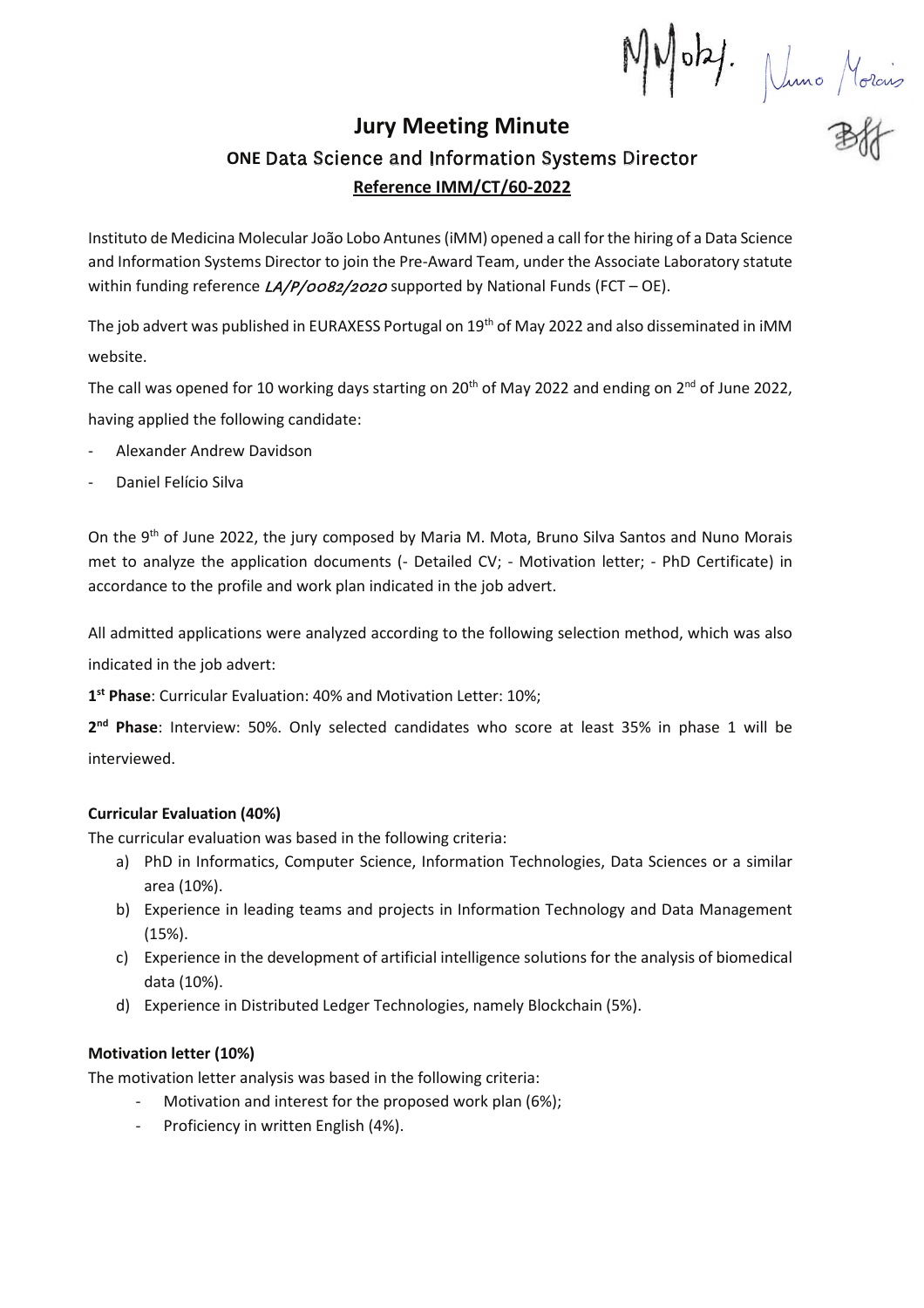# Jury Meeting Minute

## ONE Data Science and Information Systems Director

**Reference IMM/CT/60-2022**

Instituto de Medicina Molecular João Lobo Antunes (iMM) opened a call for the hiring of a Data Science and Information Systems Director to join the Pre-Award Team, under the Associate Laboratory statute within funding reference *LA/P/0082/2020* supported by National Funds (FCT – OE).

The job advert was published in EURAXESS Portugal on 19th of May 2022 and also disseminated in iMM website.

The call was opened for 10 working days starting on 20th of May 2022 and ending on 2nd of June 2022, having applied the following candidate:

- Alexander Andrew Davidson
- Daniel Felício Silva

On the 9th of June 2022, the jury composed by Maria M. Mota, Bruno Silva Santos and Nuno Morais met to analyze the application documents (- Detailed CV; - Motivation letter; - PhD Certificate) in accordance to the profile and work plan indicated in the job advert.

All admitted applications were analyzed according to the following selection method, which was also indicated in the job advert:

**1st Phase**: Curricular Evaluation: 40% and Motivation Letter: 10%;

**2nd Phase**: Interview: 50%. Only selected candidates who score at least 35% in phase 1 will be interviewed.

**Curricular Evaluation (40%)**

The curricular evaluation was based in the following criteria:

a) PhD in Informatics, Computer Science, Information Technologies, Data Sciences or a similar area (10%).
b) Experience in leading teams and projects in Information Technology and Data Management (15%).
c) Experience in the development of artificial intelligence solutions for the analysis of biomedical data (10%).
d) Experience in Distributed Ledger Technologies, namely Blockchain (5%).

**Motivation letter (10%)**

The motivation letter analysis was based in the following criteria:

- Motivation and interest for the proposed work plan (6%);
- Proficiency in written English (4%).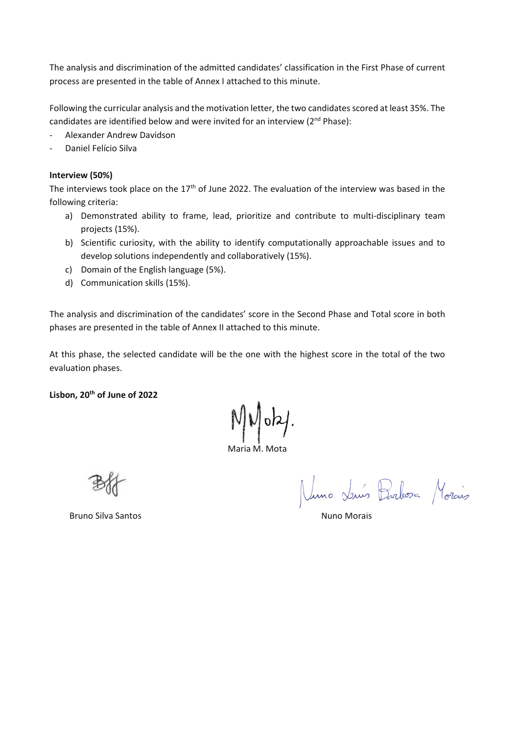The analysis and discrimination of the admitted candidates' classification in the First Phase of current process are presented in the table of Annex I attached to this minute.

Following the curricular analysis and the motivation letter, the two candidates scored at least 35%. The candidates are identified below and were invited for an interview (2nd Phase):

- Alexander Andrew Davidson
- Daniel Felício Silva

**Interview (50%)**

The interviews took place on the 17th of June 2022. The evaluation of the interview was based in the following criteria:

a) Demonstrated ability to frame, lead, prioritize and contribute to multi-disciplinary team projects (15%).
b) Scientific curiosity, with the ability to identify computationally approachable issues and to develop solutions independently and collaboratively (15%).
c) Domain of the English language (5%).
d) Communication skills (15%).

The analysis and discrimination of the candidates' score in the Second Phase and Total score in both phases are presented in the table of Annex II attached to this minute.

At this phase, the selected candidate will be the one with the highest score in the total of the two evaluation phases.

**Lisbon, 20th of June of 2022**

Maria M. Mota

Bruno Silva Santos

Nuno Morais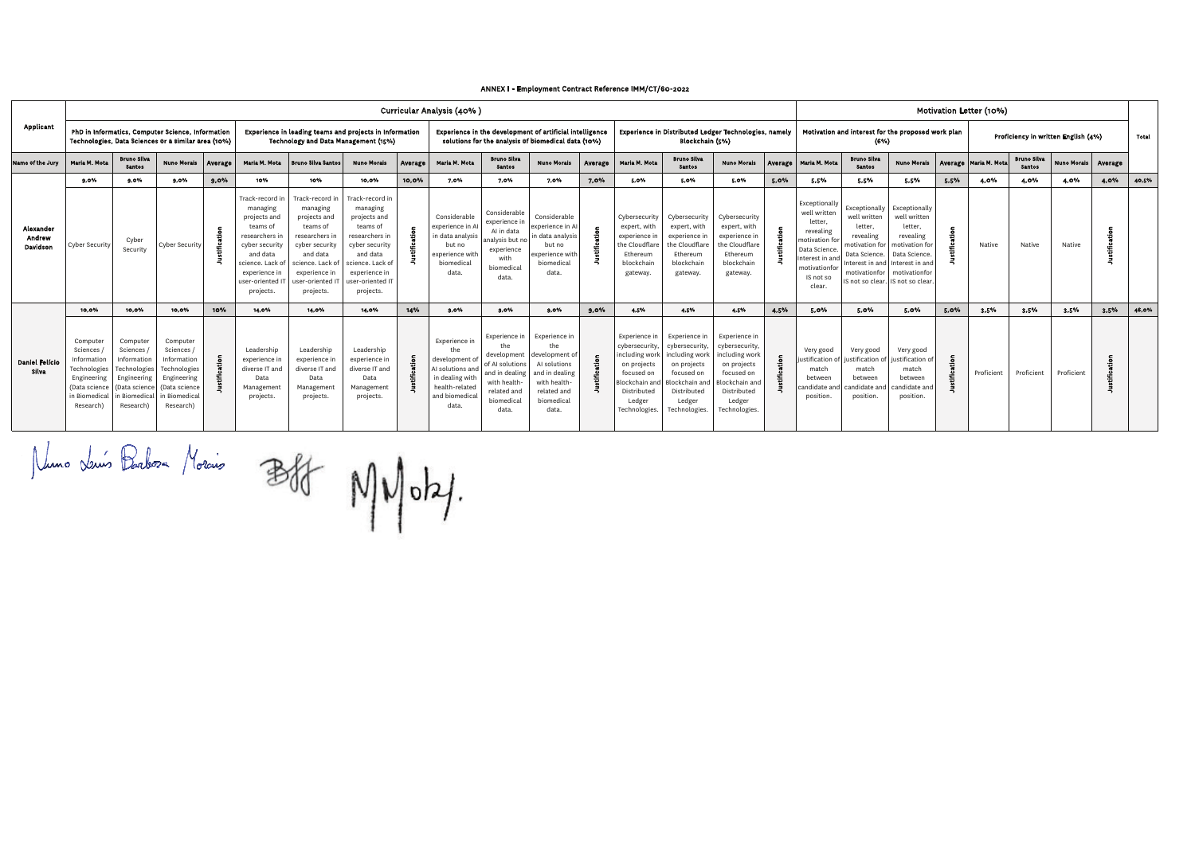**ANNEX I - Employment Contract Reference IMM/CT/60-2022**

| Applicant | Curricular Analysis (40%) | | | | | | | | | | | | | | | | Motivation Letter (10%) | | | | | | | | Total |
|---|---|---|---|---|---|---|---|---|---|---|---|---|---|---|---|---|---|---|---|---|---|---|---|---|---|
| | PhD in Informatics, Computer Science, Information Technologies, Data Sciences or a similar area (10%) | | | | Experience in leading teams and projects in Information Technology and Data Management (15%) | | | | Experience in the development of artificial intelligence solutions for the analysis of biomedical data (10%) | | | | Experience in Distributed Ledger Technologies, namely Blockchain (5%) | | | | Motivation and interest for the proposed work plan (6%) | | | | Proficiency in written English (4%) | | | | |
| Name of the Jury | Maria M. Mota | Bruno Silva Santos | Nuno Morais | Average | Maria M. Mota | Bruno Silva Santos | Nuno Morais | Average | Maria M. Mota | Bruno Silva Santos | Nuno Morais | Average | Maria M. Mota | Bruno Silva Santos | Nuno Morais | Average | Maria M. Mota | Bruno Silva Santos | Nuno Morais | Average | Maria M. Mota | Bruno Silva Santos | Nuno Morais | Average | |
| Alexander Andrew Davidson | 9.0% | 9.0% | 9.0% | 9.0% | 10% | 10% | 10.0% | 10.0% | 7.0% | 7.0% | 7.0% | 7.0% | 5.0% | 5.0% | 5.0% | 5.0% | 5.5% | 5.5% | 5.5% | 5.5% | 4.0% | 4.0% | 4.0% | 4.0% | 40.5% |
| | Cyber Security | Cyber Security | Cyber Security | Justification | Track-record in managing projects and teams of researchers in cyber security and data science. Lack of experience in user-oriented IT projects. | Track-record in managing projects and teams of researchers in cyber security and data science. Lack of experience in user-oriented IT projects. | Track-record in managing projects and teams of researchers in cyber security and data science. Lack of experience in user-oriented IT projects. | Justification | Considerable experience in AI in data analysis but no experience with biomedical data. | Considerable experience in AI in data analysis but no experience with biomedical data. | Considerable experience in AI in data analysis but no experience with biomedical data. | Justification | Cybersecurity expert, with experience in the Cloudflare Ethereum blockchain gateway. | Cybersecurity expert, with experience in the Cloudflare Ethereum blockchain gateway. | Cybersecurity expert, with experience in the Cloudflare Ethereum blockchain gateway. | Justification | Exceptionally well written letter, revealing motivation for Data Science. Interest in and motivationfor IS not so clear. | Exceptionally well written letter, revealing motivation for Data Science. Interest in and motivationfor IS not so clear. | Exceptionally well written letter, revealing motivation for Data Science. Interest in and motivationfor IS not so clear. | Justification | Native | Native | Native | Justification | |
| Daniel Felício Silva | 10.0% | 10.0% | 10.0% | 10% | 14.0% | 14.0% | 14.0% | 14% | 9.0% | 9.0% | 9.0% | 9.0% | 4.5% | 4.5% | 4.5% | 4.5% | 5.0% | 5.0% | 5.0% | 5.0% | 3.5% | 3.5% | 3.5% | 3.5% | 46.0% |
| | Computer Sciences / Information Technologies Engineering (Data science in Biomedical Research) | Computer Sciences / Information Technologies Engineering (Data science in Biomedical Research) | Computer Sciences / Information Technologies Engineering (Data science in Biomedical Research) | Justification | Leadership experience in diverse IT and Data Management projects. | Leadership experience in diverse IT and Data Management projects. | Leadership experience in diverse IT and Data Management projects. | Justification | Experience in the development of AI solutions and in dealing with health-related and biomedical data. | Experience in the development of AI solutions and in dealing with health-related and biomedical data. | Experience in the development of AI solutions and in dealing with health-related and biomedical data. | Justification | Experience in cybersecurity, including work on projects focused on Blockchain and Distributed Ledger Technologies. | Experience in cybersecurity, including work on projects focused on Blockchain and Distributed Ledger Technologies. | Experience in cybersecurity, including work on projects focused on Blockchain and Distributed Ledger Technologies. | Justification | Very good justification of match between candidate and position. | Very good justification of match between candidate and position. | Very good justification of match between candidate and position. | Justification | Proficient | Proficient | Proficient | Justification | |

Nuno Luís Barbosa Morais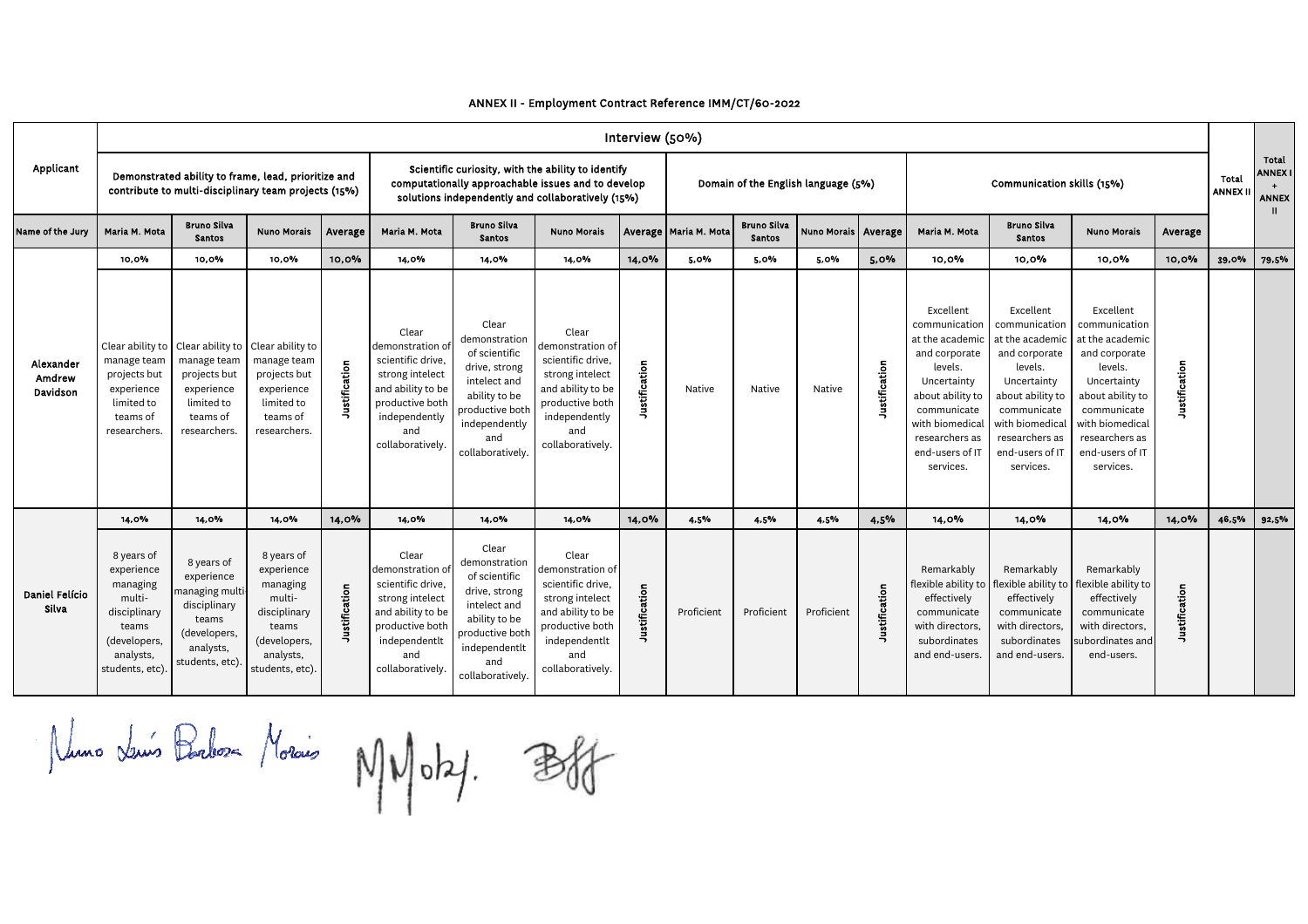ANNEX II - Employment Contract Reference IMM/CT/60-2022

| Applicant | Interview (50%) | | | | | | | | | | | | | | | | Total ANNEX II | Total ANNEX I + ANNEX II |
|---|---|---|---|---|---|---|---|---|---|---|---|---|---|---|---|---|---|---|
| | Demonstrated ability to frame, lead, prioritize and contribute to multi-disciplinary team projects (15%) | | | | Scientific curiosity, with the ability to identify computationally approachable issues and to develop solutions independently and collaboratively (15%) | | | | Domain of the English language (5%) | | | | Communication skills (15%) | | | | | |
| Name of the Jury | Maria M. Mota | Bruno Silva Santos | Nuno Morais | Average | Maria M. Mota | Bruno Silva Santos | Nuno Morais | Average | Maria M. Mota | Bruno Silva Santos | Nuno Morais | Average | Maria M. Mota | Bruno Silva Santos | Nuno Morais | Average | | |
| Alexander Amdrew Davidson | 10,0% | 10,0% | 10,0% | 10,0% | 14,0% | 14,0% | 14,0% | 14,0% | 5,0% | 5,0% | 5,0% | 5,0% | 10,0% | 10,0% | 10,0% | 10,0% | 39,0% | 79,5% |
| | Clear ability to manage team projects but experience limited to teams of researchers. | Clear ability to manage team projects but experience limited to teams of researchers. | Clear ability to manage team projects but experience limited to teams of researchers. | Justification | Clear demonstration of scientific drive, strong intelect and ability to be productive both independently and collaboratively. | Clear demonstration of scientific drive, strong intelect and ability to be productive both independently and collaboratively. | Clear demonstration of scientific drive, strong intelect and ability to be productive both independently and collaboratively. | Justification | Native | Native | Native | Justification | Excellent communication at the academic and corporate levels. Uncertainty about ability to communicate with biomedical researchers as end-users of IT services. | Excellent communication at the academic and corporate levels. Uncertainty about ability to communicate with biomedical researchers as end-users of IT services. | Excellent communication at the academic and corporate levels. Uncertainty about ability to communicate with biomedical researchers as end-users of IT services. | Justification | | |
| Daniel Felício Silva | 14,0% | 14,0% | 14,0% | 14,0% | 14,0% | 14,0% | 14,0% | 14,0% | 4,5% | 4,5% | 4,5% | 4,5% | 14,0% | 14,0% | 14,0% | 14,0% | 46,5% | 92,5% |
| | 8 years of experience managing multi-disciplinary teams (developers, analysts, students, etc). | 8 years of experience managing multi-disciplinary teams (developers, analysts, students, etc). | 8 years of experience managing multi-disciplinary teams (developers, analysts, students, etc). | Justification | Clear demonstration of scientific drive, strong intelect and ability to be productive both independentlt and collaboratively. | Clear demonstration of scientific drive, strong intelect and ability to be productive both independentlt and collaboratively. | Clear demonstration of scientific drive, strong intelect and ability to be productive both independentlt and collaboratively. | Justification | Proficient | Proficient | Proficient | Justification | Remarkably flexible ability to effectively communicate with directors, subordinates and end-users. | Remarkably flexible ability to effectively communicate with directors, subordinates and end-users. | Remarkably flexible ability to effectively communicate with directors, subordinates and end-users. | Justification | | |

Nuno Luís Barbosa Morais MMota. BSS